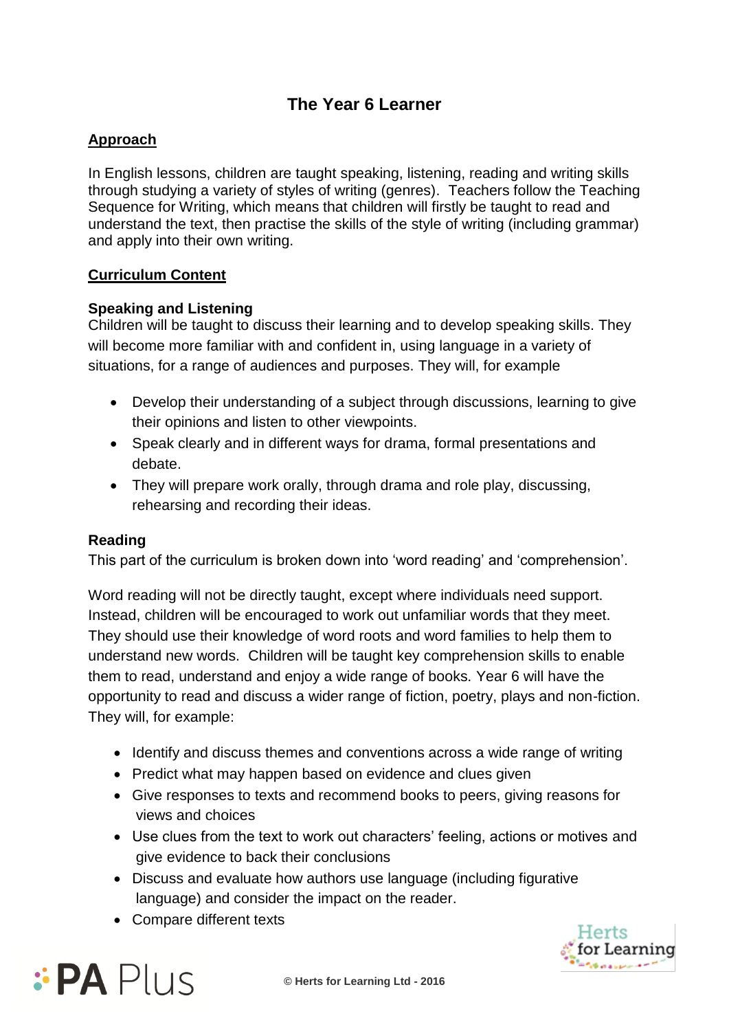# The Year 6 Learner

## Approach

In English lessons, children are taught speaking, listening, reading and writing skills through studying a variety of styles of writing (genres). Teachers follow the Teaching Sequence for Writing, which means that children will firstly be taught to read and understand the text, then practise the skills of the style of writing (including grammar) and apply into their own writing.

## Curriculum Content

### Speaking and Listening

Children will be taught to discuss their learning and to develop speaking skills. They will become more familiar with and confident in, using language in a variety of situations, for a range of audiences and purposes. They will, for example

- Develop their understanding of a subject through discussions, learning to give their opinions and listen to other viewpoints.
- Speak clearly and in different ways for drama, formal presentations and debate.
- They will prepare work orally, through drama and role play, discussing, rehearsing and recording their ideas.

### Reading

This part of the curriculum is broken down into 'word reading' and 'comprehension'.

Word reading will not be directly taught, except where individuals need support. Instead, children will be encouraged to work out unfamiliar words that they meet. They should use their knowledge of word roots and word families to help them to understand new words. Children will be taught key comprehension skills to enable them to read, understand and enjoy a wide range of books. Year 6 will have the opportunity to read and discuss a wider range of fiction, poetry, plays and non-fiction. They will, for example:

- Identify and discuss themes and conventions across a wide range of writing
- Predict what may happen based on evidence and clues given
- Give responses to texts and recommend books to peers, giving reasons for views and choices
- Use clues from the text to work out characters' feeling, actions or motives and give evidence to back their conclusions
- Discuss and evaluate how authors use language (including figurative language) and consider the impact on the reader.
- Compare different texts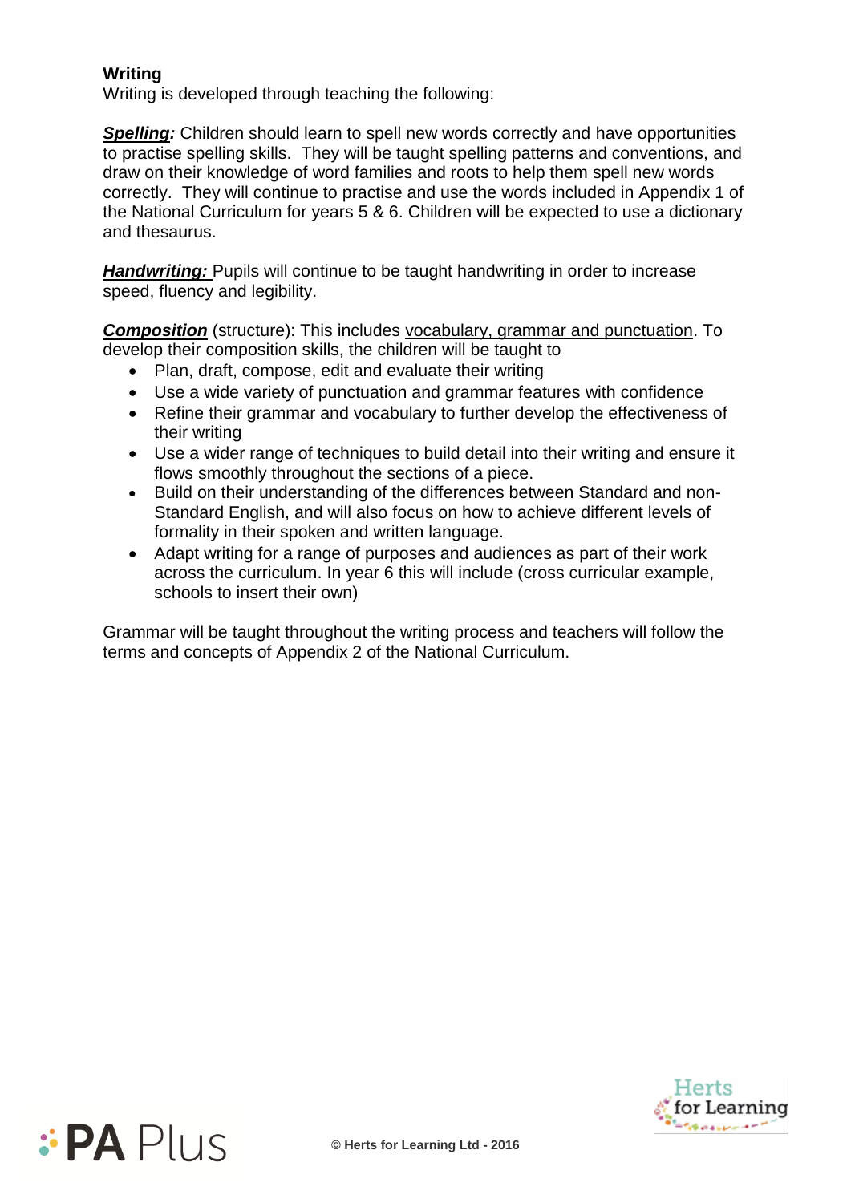**Writing**

Writing is developed through teaching the following:

***Spelling:*** Children should learn to spell new words correctly and have opportunities to practise spelling skills. They will be taught spelling patterns and conventions, and draw on their knowledge of word families and roots to help them spell new words correctly. They will continue to practise and use the words included in Appendix 1 of the National Curriculum for years 5 & 6. Children will be expected to use a dictionary and thesaurus.

***Handwriting:*** Pupils will continue to be taught handwriting in order to increase speed, fluency and legibility.

***Composition*** (structure): This includes vocabulary, grammar and punctuation. To develop their composition skills, the children will be taught to

- Plan, draft, compose, edit and evaluate their writing
- Use a wide variety of punctuation and grammar features with confidence
- Refine their grammar and vocabulary to further develop the effectiveness of their writing
- Use a wider range of techniques to build detail into their writing and ensure it flows smoothly throughout the sections of a piece.
- Build on their understanding of the differences between Standard and non-Standard English, and will also focus on how to achieve different levels of formality in their spoken and written language.
- Adapt writing for a range of purposes and audiences as part of their work across the curriculum. In year 6 this will include (cross curricular example, schools to insert their own)

Grammar will be taught throughout the writing process and teachers will follow the terms and concepts of Appendix 2 of the National Curriculum.

© Herts for Learning Ltd - 2016